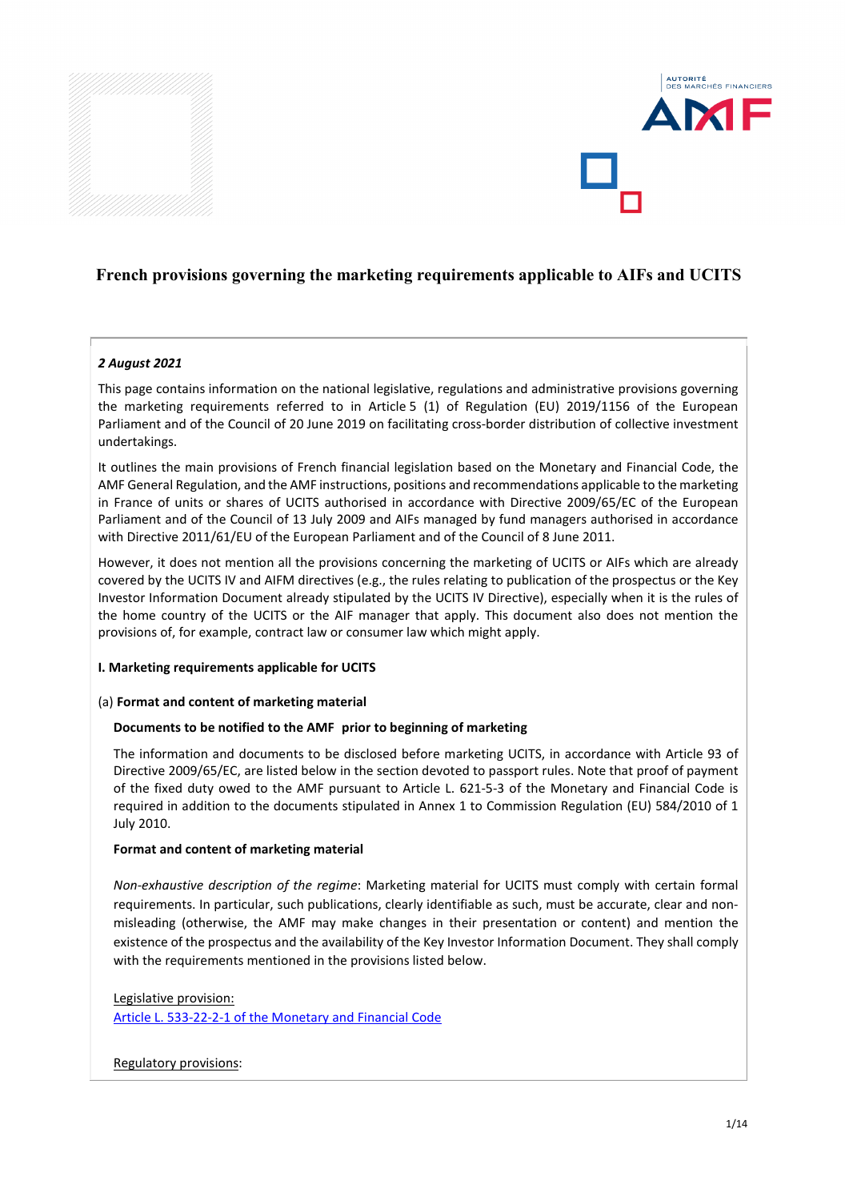# French provisions governing the marketing requirements applicable to AIFs and UCITS

*2 August 2021*

This page contains information on the national legislative, regulations and administrative provisions governing the marketing requirements referred to in Article 5 (1) of Regulation (EU) 2019/1156 of the European Parliament and of the Council of 20 June 2019 on facilitating cross-border distribution of collective investment undertakings.

It outlines the main provisions of French financial legislation based on the Monetary and Financial Code, the AMF General Regulation, and the AMF instructions, positions and recommendations applicable to the marketing in France of units or shares of UCITS authorised in accordance with Directive 2009/65/EC of the European Parliament and of the Council of 13 July 2009 and AIFs managed by fund managers authorised in accordance with Directive 2011/61/EU of the European Parliament and of the Council of 8 June 2011.

However, it does not mention all the provisions concerning the marketing of UCITS or AIFs which are already covered by the UCITS IV and AIFM directives (e.g., the rules relating to publication of the prospectus or the Key Investor Information Document already stipulated by the UCITS IV Directive), especially when it is the rules of the home country of the UCITS or the AIF manager that apply. This document also does not mention the provisions of, for example, contract law or consumer law which might apply.

**I. Marketing requirements applicable for UCITS**

(a) **Format and content of marketing material**

**Documents to be notified to the AMF prior to beginning of marketing**

The information and documents to be disclosed before marketing UCITS, in accordance with Article 93 of Directive 2009/65/EC, are listed below in the section devoted to passport rules. Note that proof of payment of the fixed duty owed to the AMF pursuant to Article L. 621-5-3 of the Monetary and Financial Code is required in addition to the documents stipulated in Annex 1 to Commission Regulation (EU) 584/2010 of 1 July 2010.

**Format and content of marketing material**

*Non-exhaustive description of the regime*: Marketing material for UCITS must comply with certain formal requirements. In particular, such publications, clearly identifiable as such, must be accurate, clear and non-misleading (otherwise, the AMF may make changes in their presentation or content) and mention the existence of the prospectus and the availability of the Key Investor Information Document. They shall comply with the requirements mentioned in the provisions listed below.

Legislative provision:
Article L. 533-22-2-1 of the Monetary and Financial Code

Regulatory provisions: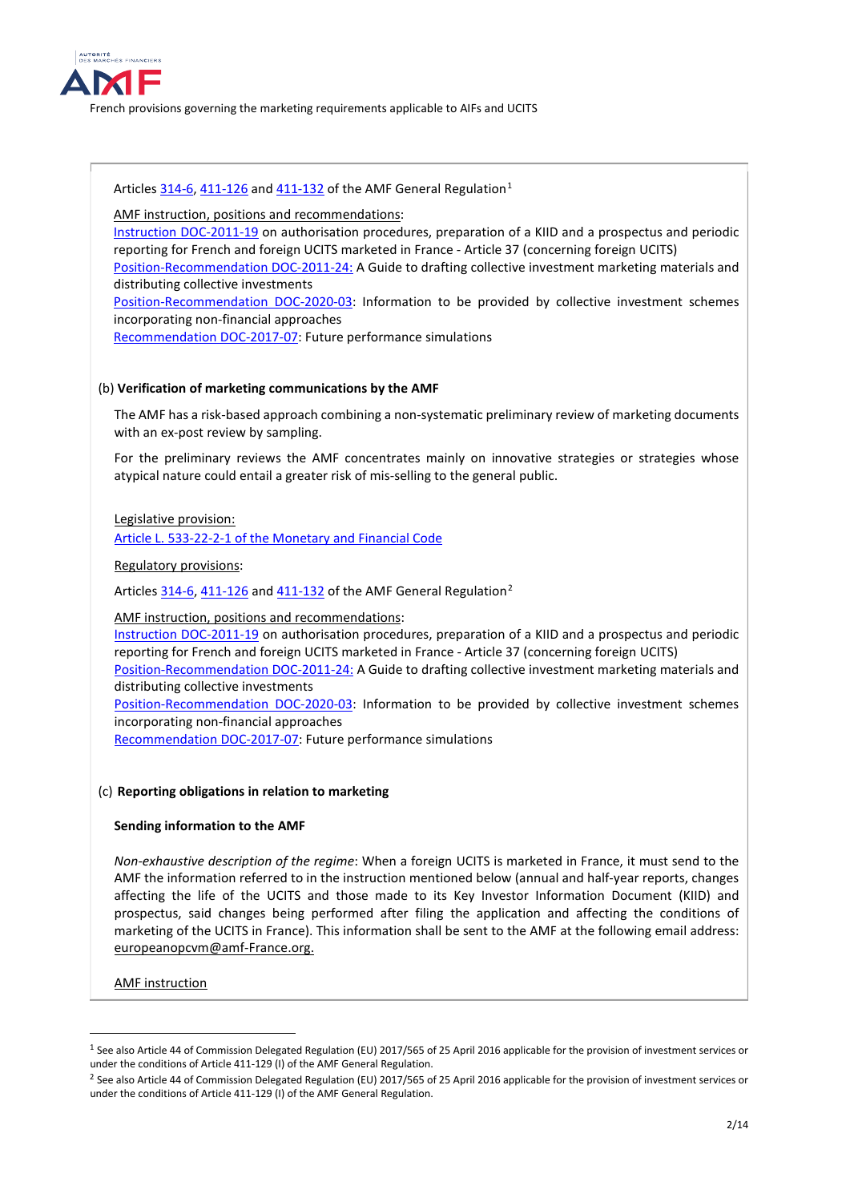Articles 314-6, 411-126 and 411-132 of the AMF General Regulation[1]

AMF instruction, positions and recommendations:
Instruction DOC-2011-19 on authorisation procedures, preparation of a KIID and a prospectus and periodic reporting for French and foreign UCITS marketed in France - Article 37 (concerning foreign UCITS)
Position-Recommendation DOC-2011-24: A Guide to drafting collective investment marketing materials and distributing collective investments
Position-Recommendation DOC-2020-03: Information to be provided by collective investment schemes incorporating non-financial approaches
Recommendation DOC-2017-07: Future performance simulations

(b) **Verification of marketing communications by the AMF**

The AMF has a risk-based approach combining a non-systematic preliminary review of marketing documents with an ex-post review by sampling.

For the preliminary reviews the AMF concentrates mainly on innovative strategies or strategies whose atypical nature could entail a greater risk of mis-selling to the general public.

Legislative provision:
Article L. 533-22-2-1 of the Monetary and Financial Code

Regulatory provisions:

Articles 314-6, 411-126 and 411-132 of the AMF General Regulation[2]

AMF instruction, positions and recommendations:
Instruction DOC-2011-19 on authorisation procedures, preparation of a KIID and a prospectus and periodic reporting for French and foreign UCITS marketed in France - Article 37 (concerning foreign UCITS)
Position-Recommendation DOC-2011-24: A Guide to drafting collective investment marketing materials and distributing collective investments
Position-Recommendation DOC-2020-03: Information to be provided by collective investment schemes incorporating non-financial approaches
Recommendation DOC-2017-07: Future performance simulations

(c) **Reporting obligations in relation to marketing**

**Sending information to the AMF**

*Non-exhaustive description of the regime*: When a foreign UCITS is marketed in France, it must send to the AMF the information referred to in the instruction mentioned below (annual and half-year reports, changes affecting the life of the UCITS and those made to its Key Investor Information Document (KIID) and prospectus, said changes being performed after filing the application and affecting the conditions of marketing of the UCITS in France). This information shall be sent to the AMF at the following email address: europeanopcvm@amf-France.org.

AMF instruction

---

[1] See also Article 44 of Commission Delegated Regulation (EU) 2017/565 of 25 April 2016 applicable for the provision of investment services or under the conditions of Article 411-129 (I) of the AMF General Regulation.

[2] See also Article 44 of Commission Delegated Regulation (EU) 2017/565 of 25 April 2016 applicable for the provision of investment services or under the conditions of Article 411-129 (I) of the AMF General Regulation.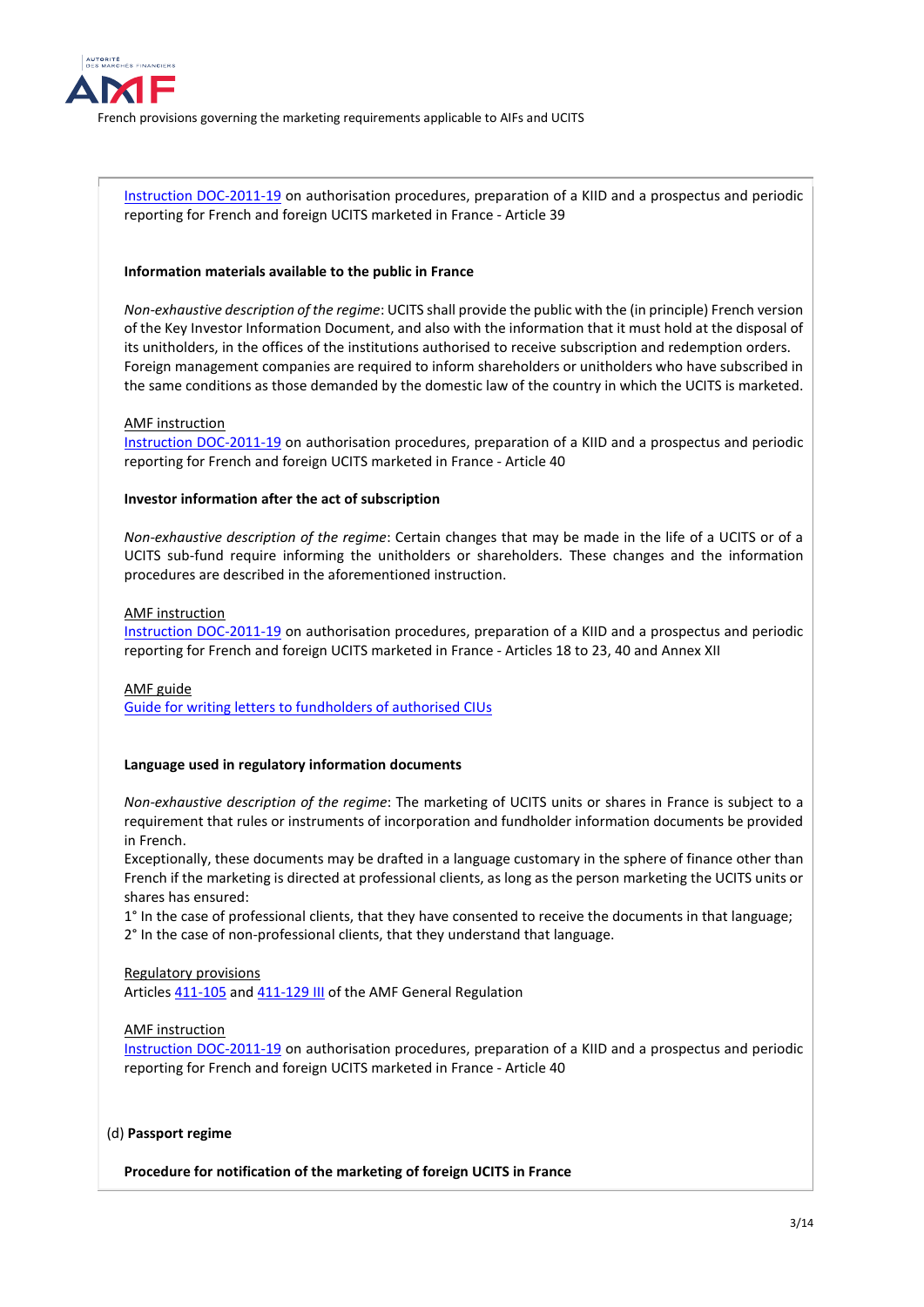Instruction DOC-2011-19 on authorisation procedures, preparation of a KIID and a prospectus and periodic reporting for French and foreign UCITS marketed in France - Article 39

**Information materials available to the public in France**

*Non-exhaustive description of the regime*: UCITS shall provide the public with the (in principle) French version of the Key Investor Information Document, and also with the information that it must hold at the disposal of its unitholders, in the offices of the institutions authorised to receive subscription and redemption orders. Foreign management companies are required to inform shareholders or unitholders who have subscribed in the same conditions as those demanded by the domestic law of the country in which the UCITS is marketed.

AMF instruction
Instruction DOC-2011-19 on authorisation procedures, preparation of a KIID and a prospectus and periodic reporting for French and foreign UCITS marketed in France - Article 40

**Investor information after the act of subscription**

*Non-exhaustive description of the regime*: Certain changes that may be made in the life of a UCITS or of a UCITS sub-fund require informing the unitholders or shareholders. These changes and the information procedures are described in the aforementioned instruction.

AMF instruction
Instruction DOC-2011-19 on authorisation procedures, preparation of a KIID and a prospectus and periodic reporting for French and foreign UCITS marketed in France - Articles 18 to 23, 40 and Annex XII

AMF guide
Guide for writing letters to fundholders of authorised CIUs

**Language used in regulatory information documents**

*Non-exhaustive description of the regime*: The marketing of UCITS units or shares in France is subject to a requirement that rules or instruments of incorporation and fundholder information documents be provided in French.
Exceptionally, these documents may be drafted in a language customary in the sphere of finance other than French if the marketing is directed at professional clients, as long as the person marketing the UCITS units or shares has ensured:
1° In the case of professional clients, that they have consented to receive the documents in that language;
2° In the case of non-professional clients, that they understand that language.

Regulatory provisions
Articles 411-105 and 411-129 III of the AMF General Regulation

AMF instruction
Instruction DOC-2011-19 on authorisation procedures, preparation of a KIID and a prospectus and periodic reporting for French and foreign UCITS marketed in France - Article 40

(d) **Passport regime**

**Procedure for notification of the marketing of foreign UCITS in France**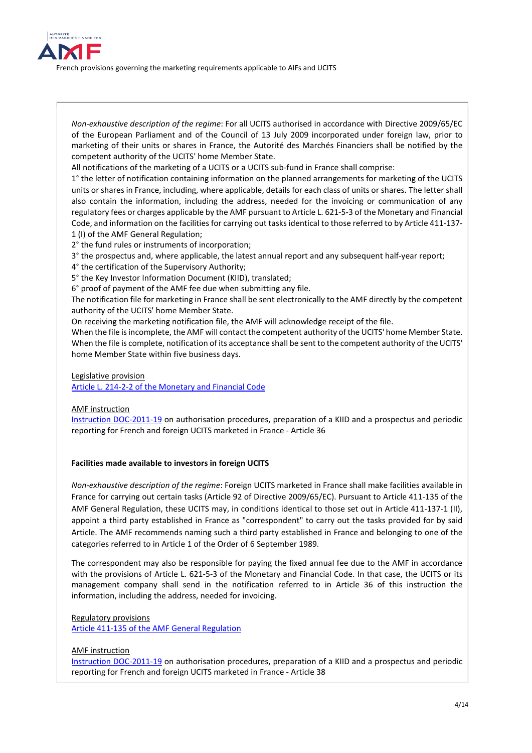*Non-exhaustive description of the regime*: For all UCITS authorised in accordance with Directive 2009/65/EC of the European Parliament and of the Council of 13 July 2009 incorporated under foreign law, prior to marketing of their units or shares in France, the Autorité des Marchés Financiers shall be notified by the competent authority of the UCITS' home Member State.

All notifications of the marketing of a UCITS or a UCITS sub-fund in France shall comprise:

1° the letter of notification containing information on the planned arrangements for marketing of the UCITS units or shares in France, including, where applicable, details for each class of units or shares. The letter shall also contain the information, including the address, needed for the invoicing or communication of any regulatory fees or charges applicable by the AMF pursuant to Article L. 621-5-3 of the Monetary and Financial Code, and information on the facilities for carrying out tasks identical to those referred to by Article 411-137-1 (I) of the AMF General Regulation;

2° the fund rules or instruments of incorporation;

3° the prospectus and, where applicable, the latest annual report and any subsequent half-year report;

4° the certification of the Supervisory Authority;

5° the Key Investor Information Document (KIID), translated;

6° proof of payment of the AMF fee due when submitting any file.

The notification file for marketing in France shall be sent electronically to the AMF directly by the competent authority of the UCITS' home Member State.

On receiving the marketing notification file, the AMF will acknowledge receipt of the file.

When the file is incomplete, the AMF will contact the competent authority of the UCITS' home Member State. When the file is complete, notification of its acceptance shall be sent to the competent authority of the UCITS' home Member State within five business days.

Legislative provision
Article L. 214-2-2 of the Monetary and Financial Code

AMF instruction
Instruction DOC-2011-19 on authorisation procedures, preparation of a KIID and a prospectus and periodic reporting for French and foreign UCITS marketed in France - Article 36

**Facilities made available to investors in foreign UCITS**

*Non-exhaustive description of the regime*: Foreign UCITS marketed in France shall make facilities available in France for carrying out certain tasks (Article 92 of Directive 2009/65/EC). Pursuant to Article 411-135 of the AMF General Regulation, these UCITS may, in conditions identical to those set out in Article 411-137-1 (II), appoint a third party established in France as "correspondent" to carry out the tasks provided for by said Article. The AMF recommends naming such a third party established in France and belonging to one of the categories referred to in Article 1 of the Order of 6 September 1989.

The correspondent may also be responsible for paying the fixed annual fee due to the AMF in accordance with the provisions of Article L. 621-5-3 of the Monetary and Financial Code. In that case, the UCITS or its management company shall send in the notification referred to in Article 36 of this instruction the information, including the address, needed for invoicing.

Regulatory provisions
Article 411-135 of the AMF General Regulation

AMF instruction
Instruction DOC-2011-19 on authorisation procedures, preparation of a KIID and a prospectus and periodic reporting for French and foreign UCITS marketed in France - Article 38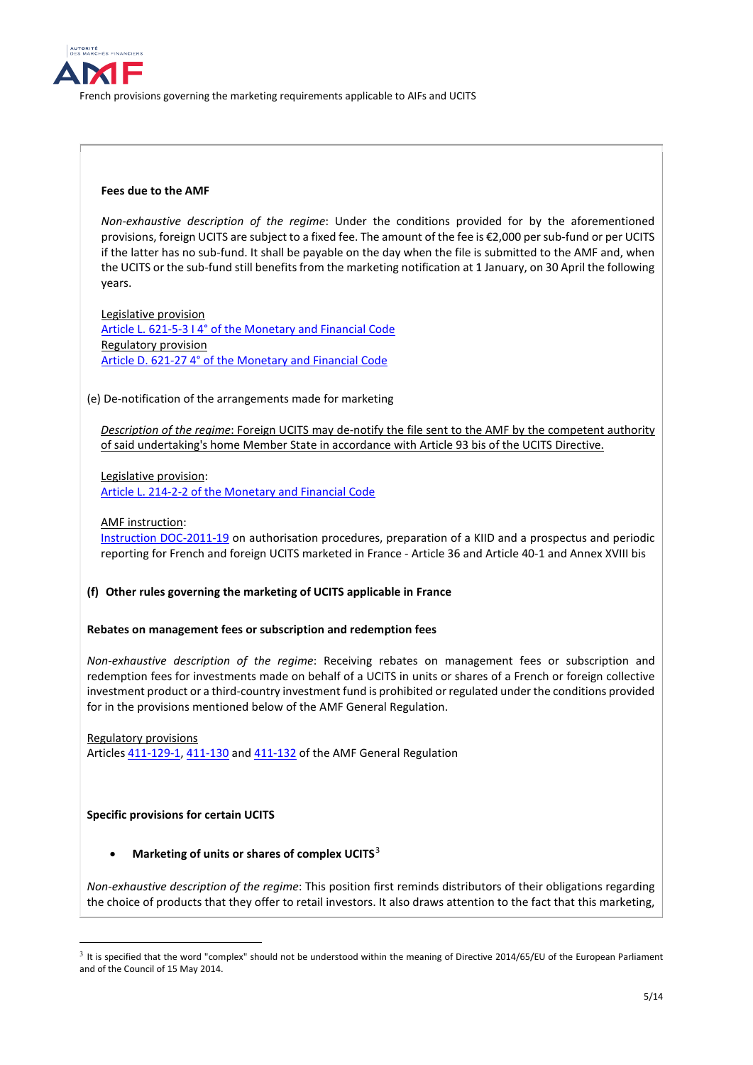**Fees due to the AMF**

*Non-exhaustive description of the regime*: Under the conditions provided for by the aforementioned provisions, foreign UCITS are subject to a fixed fee. The amount of the fee is €2,000 per sub-fund or per UCITS if the latter has no sub-fund. It shall be payable on the day when the file is submitted to the AMF and, when the UCITS or the sub-fund still benefits from the marketing notification at 1 January, on 30 April the following years.

Legislative provision
Article L. 621-5-3 I 4° of the Monetary and Financial Code
Regulatory provision
Article D. 621-27 4° of the Monetary and Financial Code

(e) De-notification of the arrangements made for marketing

*Description of the regime*: Foreign UCITS may de-notify the file sent to the AMF by the competent authority of said undertaking's home Member State in accordance with Article 93 bis of the UCITS Directive.

Legislative provision:
Article L. 214-2-2 of the Monetary and Financial Code

AMF instruction:
Instruction DOC-2011-19 on authorisation procedures, preparation of a KIID and a prospectus and periodic reporting for French and foreign UCITS marketed in France - Article 36 and Article 40-1 and Annex XVIII bis

**(f) Other rules governing the marketing of UCITS applicable in France**

**Rebates on management fees or subscription and redemption fees**

*Non-exhaustive description of the regime*: Receiving rebates on management fees or subscription and redemption fees for investments made on behalf of a UCITS in units or shares of a French or foreign collective investment product or a third-country investment fund is prohibited or regulated under the conditions provided for in the provisions mentioned below of the AMF General Regulation.

Regulatory provisions
Articles 411-129-1, 411-130 and 411-132 of the AMF General Regulation

**Specific provisions for certain UCITS**

- **Marketing of units or shares of complex UCITS**[3]

*Non-exhaustive description of the regime*: This position first reminds distributors of their obligations regarding the choice of products that they offer to retail investors. It also draws attention to the fact that this marketing,

[3] It is specified that the word "complex" should not be understood within the meaning of Directive 2014/65/EU of the European Parliament and of the Council of 15 May 2014.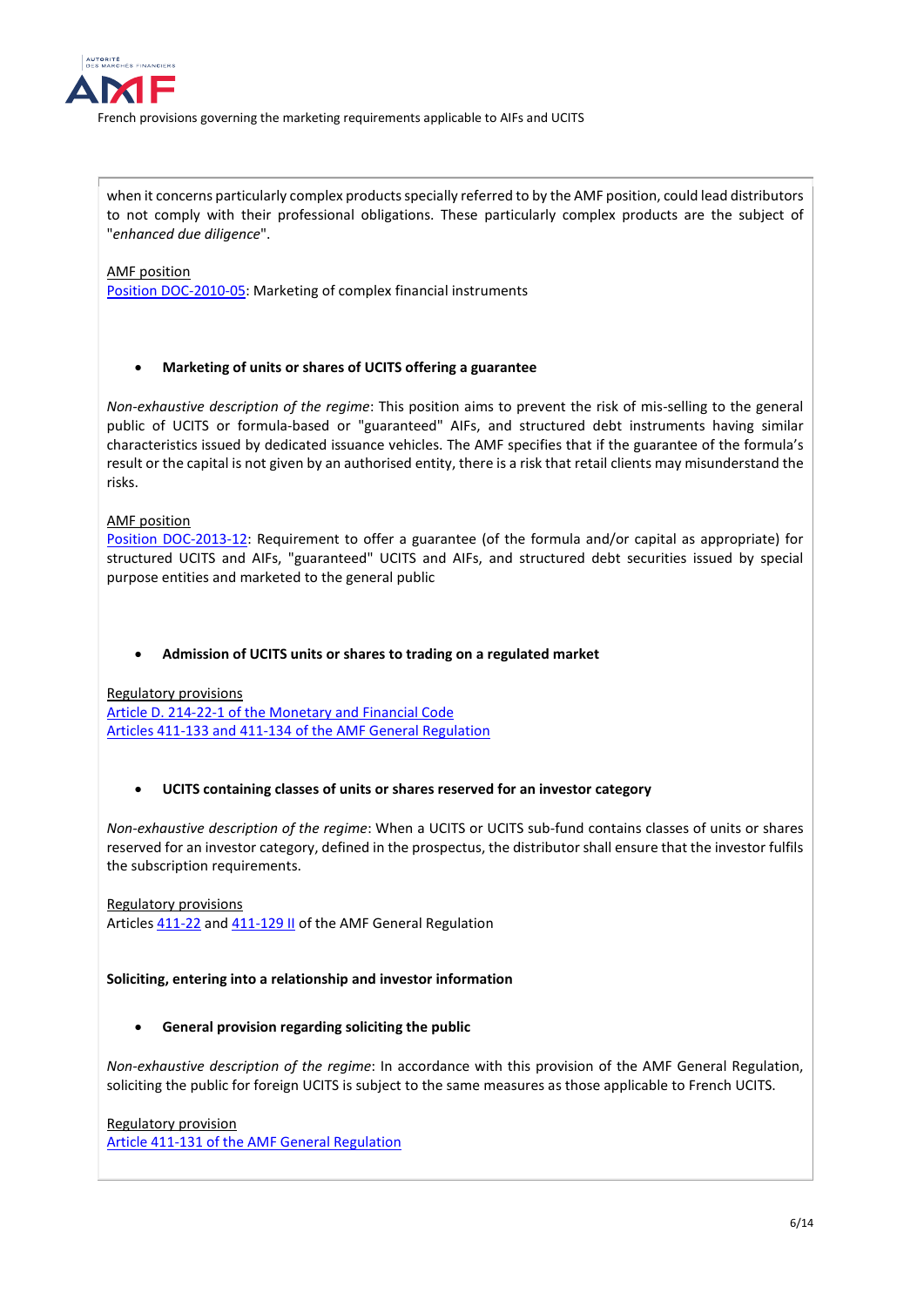when it concerns particularly complex products specially referred to by the AMF position, could lead distributors to not comply with their professional obligations. These particularly complex products are the subject of "*enhanced due diligence*".

AMF position
Position DOC-2010-05: Marketing of complex financial instruments

- **Marketing of units or shares of UCITS offering a guarantee**

*Non-exhaustive description of the regime*: This position aims to prevent the risk of mis-selling to the general public of UCITS or formula-based or "guaranteed" AIFs, and structured debt instruments having similar characteristics issued by dedicated issuance vehicles. The AMF specifies that if the guarantee of the formula's result or the capital is not given by an authorised entity, there is a risk that retail clients may misunderstand the risks.

AMF position
Position DOC-2013-12: Requirement to offer a guarantee (of the formula and/or capital as appropriate) for structured UCITS and AIFs, "guaranteed" UCITS and AIFs, and structured debt securities issued by special purpose entities and marketed to the general public

- **Admission of UCITS units or shares to trading on a regulated market**

Regulatory provisions
Article D. 214-22-1 of the Monetary and Financial Code
Articles 411-133 and 411-134 of the AMF General Regulation

- **UCITS containing classes of units or shares reserved for an investor category**

*Non-exhaustive description of the regime*: When a UCITS or UCITS sub-fund contains classes of units or shares reserved for an investor category, defined in the prospectus, the distributor shall ensure that the investor fulfils the subscription requirements.

Regulatory provisions
Articles 411-22 and 411-129 II of the AMF General Regulation

**Soliciting, entering into a relationship and investor information**

- **General provision regarding soliciting the public**

*Non-exhaustive description of the regime*: In accordance with this provision of the AMF General Regulation, soliciting the public for foreign UCITS is subject to the same measures as those applicable to French UCITS.

Regulatory provision
Article 411-131 of the AMF General Regulation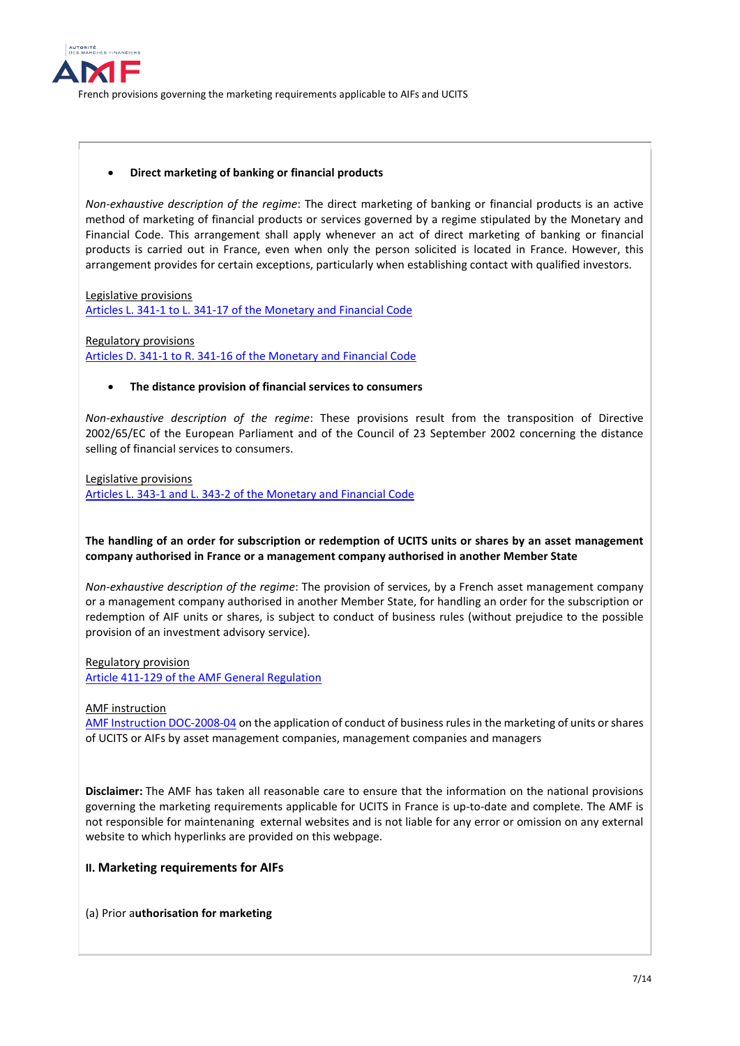- **Direct marketing of banking or financial products**

*Non-exhaustive description of the regime*: The direct marketing of banking or financial products is an active method of marketing of financial products or services governed by a regime stipulated by the Monetary and Financial Code. This arrangement shall apply whenever an act of direct marketing of banking or financial products is carried out in France, even when only the person solicited is located in France. However, this arrangement provides for certain exceptions, particularly when establishing contact with qualified investors.

Legislative provisions
Articles L. 341-1 to L. 341-17 of the Monetary and Financial Code

Regulatory provisions
Articles D. 341-1 to R. 341-16 of the Monetary and Financial Code

- **The distance provision of financial services to consumers**

*Non-exhaustive description of the regime*: These provisions result from the transposition of Directive 2002/65/EC of the European Parliament and of the Council of 23 September 2002 concerning the distance selling of financial services to consumers.

Legislative provisions
Articles L. 343-1 and L. 343-2 of the Monetary and Financial Code

**The handling of an order for subscription or redemption of UCITS units or shares by an asset management company authorised in France or a management company authorised in another Member State**

*Non-exhaustive description of the regime*: The provision of services, by a French asset management company or a management company authorised in another Member State, for handling an order for the subscription or redemption of AIF units or shares, is subject to conduct of business rules (without prejudice to the possible provision of an investment advisory service).

Regulatory provision
Article 411-129 of the AMF General Regulation

AMF instruction
AMF Instruction DOC-2008-04 on the application of conduct of business rules in the marketing of units or shares of UCITS or AIFs by asset management companies, management companies and managers

**Disclaimer:** The AMF has taken all reasonable care to ensure that the information on the national provisions governing the marketing requirements applicable for UCITS in France is up-to-date and complete. The AMF is not responsible for maintenaning external websites and is not liable for any error or omission on any external website to which hyperlinks are provided on this webpage.

## II. Marketing requirements for AIFs

(a) Prior a**uthorisation for marketing**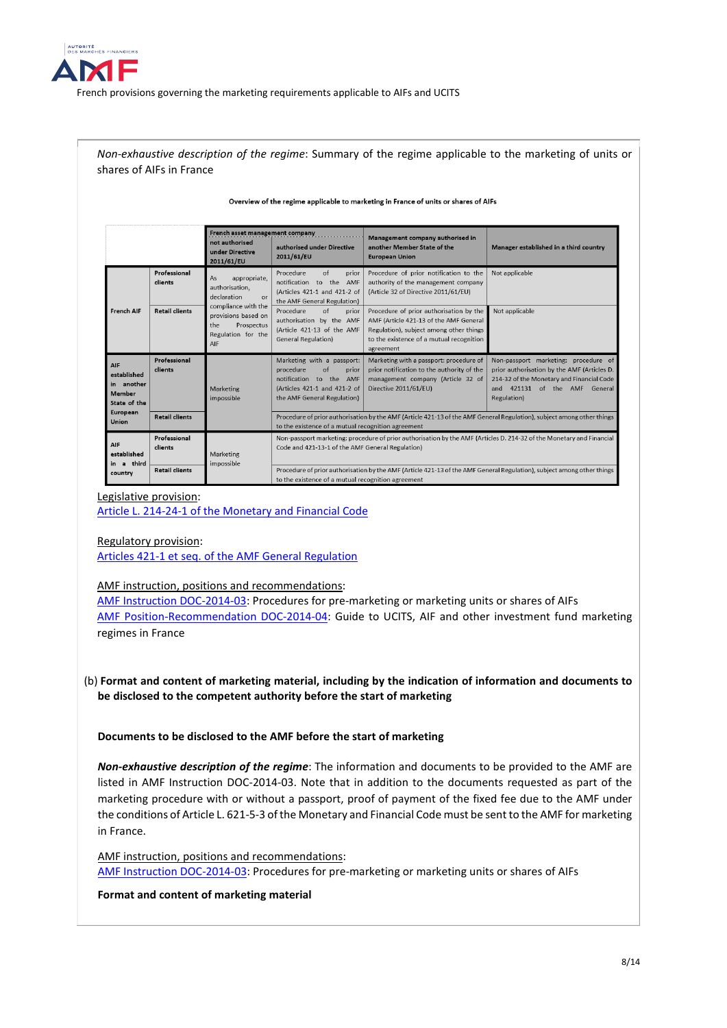*Non-exhaustive description of the regime*: Summary of the regime applicable to the marketing of units or shares of AIFs in France

**Overview of the regime applicable to marketing in France of units or shares of AIFs**

| | | French asset management company not authorised under Directive 2011/61/EU | French asset management company authorised under Directive 2011/61/EU | Management company authorised in another Member State of the European Union | Manager established in a third country |
|---|---|---|---|---|---|
| French AIF | Professional clients | As appropriate, authorisation, declaration or compliance with the provisions based on the Prospectus Regulation for the AIF | Procedure of prior notification to the AMF (Articles 421-1 and 421-2 of the AMF General Regulation) | Procedure of prior notification to the authority of the management company (Article 32 of Directive 2011/61/EU) | Not applicable |
| | Retail clients | | Procedure of prior authorisation by the AMF (Article 421-13 of the AMF General Regulation) | Procedure of prior authorisation by the AMF (Article 421-13 of the AMF General Regulation), subject among other things to the existence of a mutual recognition agreement | Not applicable |
| AIF established in another Member State of the European Union | Professional clients | Marketing impossible | Marketing with a passport: procedure of prior notification to the AMF (Articles 421-1 and 421-2 of the AMF General Regulation) | Marketing with a passport: procedure of prior notification to the authority of the management company (Article 32 of Directive 2011/61/EU) | Non-passport marketing: procedure of prior authorisation by the AMF (Articles D. 214-32 of the Monetary and Financial Code and 421131 of the AMF General Regulation) |
| | Retail clients | | Procedure of prior authorisation by the AMF (Article 421-13 of the AMF General Regulation), subject among other things to the existence of a mutual recognition agreement | | |
| AIF established in a third country | Professional clients | Marketing impossible | Non-passport marketing: procedure of prior authorisation by the AMF (Articles D. 214-32 of the Monetary and Financial Code and 421-13-1 of the AMF General Regulation) | | |
| | Retail clients | | Procedure of prior authorisation by the AMF (Article 421-13 of the AMF General Regulation), subject among other things to the existence of a mutual recognition agreement | | |

Legislative provision:
Article L. 214-24-1 of the Monetary and Financial Code

Regulatory provision:
Articles 421-1 et seq. of the AMF General Regulation

AMF instruction, positions and recommendations:
AMF Instruction DOC-2014-03: Procedures for pre-marketing or marketing units or shares of AIFs
AMF Position-Recommendation DOC-2014-04: Guide to UCITS, AIF and other investment fund marketing regimes in France

(b) **Format and content of marketing material, including by the indication of information and documents to be disclosed to the competent authority before the start of marketing**

**Documents to be disclosed to the AMF before the start of marketing**

***Non-exhaustive description of the regime***: The information and documents to be provided to the AMF are listed in AMF Instruction DOC-2014-03. Note that in addition to the documents requested as part of the marketing procedure with or without a passport, proof of payment of the fixed fee due to the AMF under the conditions of Article L. 621-5-3 of the Monetary and Financial Code must be sent to the AMF for marketing in France.

AMF instruction, positions and recommendations:
AMF Instruction DOC-2014-03: Procedures for pre-marketing or marketing units or shares of AIFs

**Format and content of marketing material**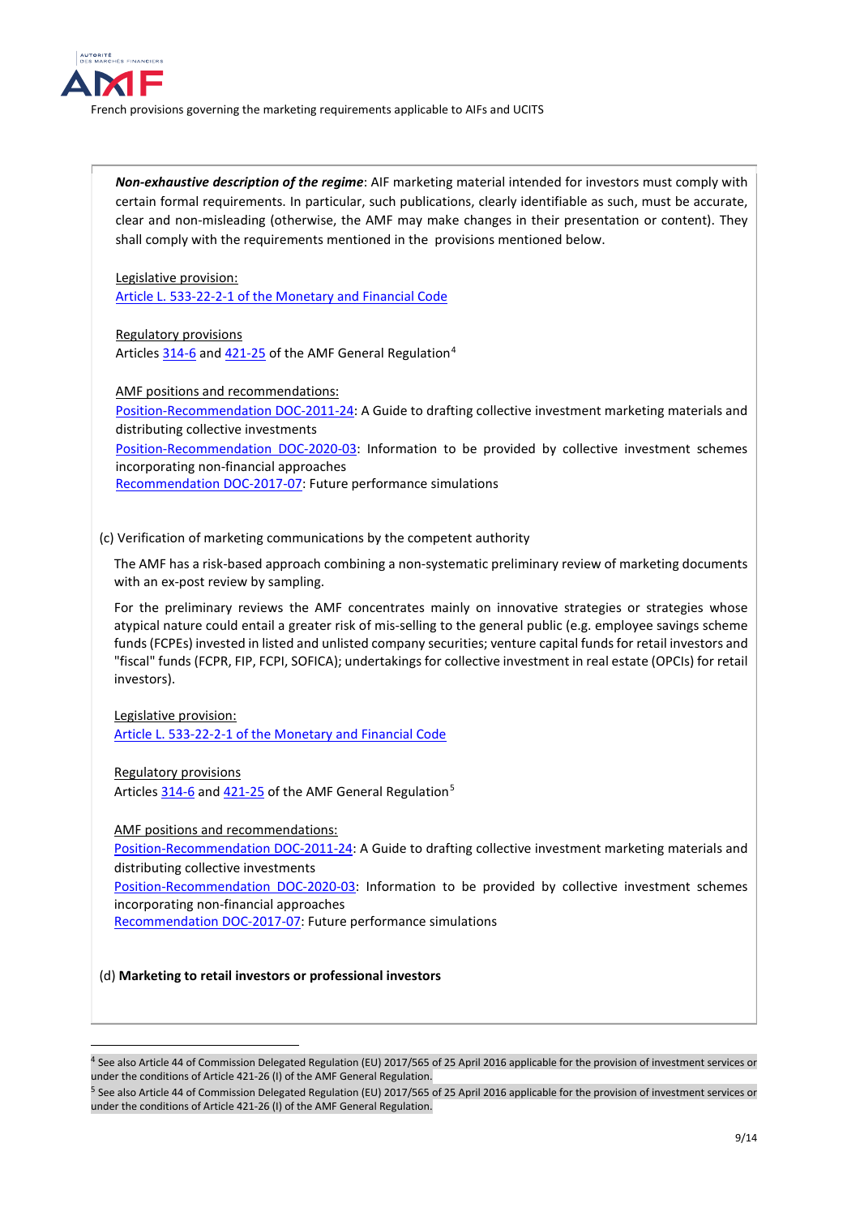***Non-exhaustive description of the regime***: AIF marketing material intended for investors must comply with certain formal requirements. In particular, such publications, clearly identifiable as such, must be accurate, clear and non-misleading (otherwise, the AMF may make changes in their presentation or content). They shall comply with the requirements mentioned in the provisions mentioned below.

Legislative provision:
Article L. 533-22-2-1 of the Monetary and Financial Code

Regulatory provisions
Articles 314-6 and 421-25 of the AMF General Regulation[4]

AMF positions and recommendations:
Position-Recommendation DOC-2011-24: A Guide to drafting collective investment marketing materials and distributing collective investments
Position-Recommendation DOC-2020-03: Information to be provided by collective investment schemes incorporating non-financial approaches
Recommendation DOC-2017-07: Future performance simulations

(c) Verification of marketing communications by the competent authority

The AMF has a risk-based approach combining a non-systematic preliminary review of marketing documents with an ex-post review by sampling.

For the preliminary reviews the AMF concentrates mainly on innovative strategies or strategies whose atypical nature could entail a greater risk of mis-selling to the general public (e.g. employee savings scheme funds (FCPEs) invested in listed and unlisted company securities; venture capital funds for retail investors and "fiscal" funds (FCPR, FIP, FCPI, SOFICA); undertakings for collective investment in real estate (OPCIs) for retail investors).

Legislative provision:
Article L. 533-22-2-1 of the Monetary and Financial Code

Regulatory provisions
Articles 314-6 and 421-25 of the AMF General Regulation[5]

AMF positions and recommendations:
Position-Recommendation DOC-2011-24: A Guide to drafting collective investment marketing materials and distributing collective investments
Position-Recommendation DOC-2020-03: Information to be provided by collective investment schemes incorporating non-financial approaches
Recommendation DOC-2017-07: Future performance simulations

(d) **Marketing to retail investors or professional investors**

---

[4] See also Article 44 of Commission Delegated Regulation (EU) 2017/565 of 25 April 2016 applicable for the provision of investment services or under the conditions of Article 421-26 (I) of the AMF General Regulation.

[5] See also Article 44 of Commission Delegated Regulation (EU) 2017/565 of 25 April 2016 applicable for the provision of investment services or under the conditions of Article 421-26 (I) of the AMF General Regulation.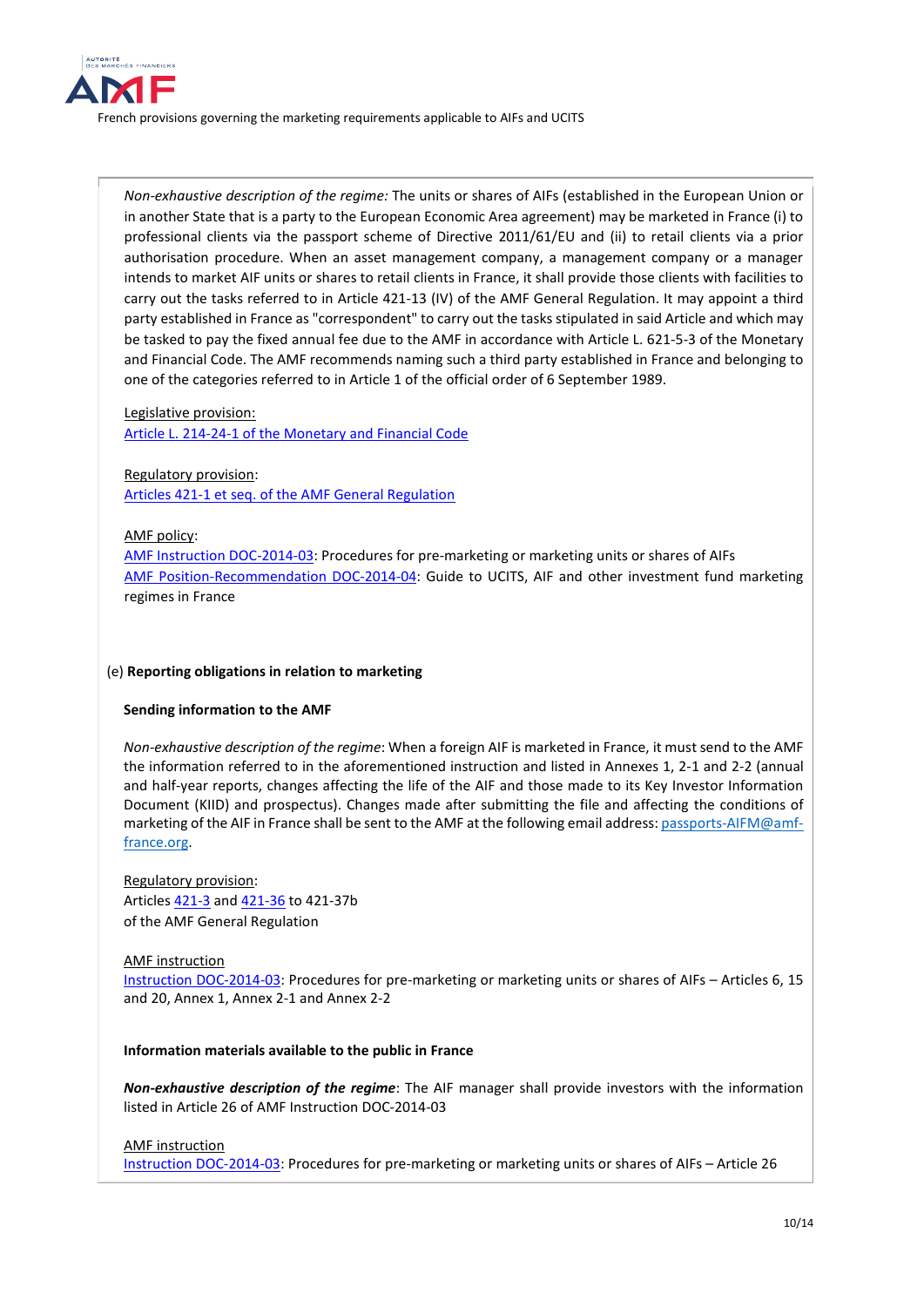*Non-exhaustive description of the regime:* The units or shares of AIFs (established in the European Union or in another State that is a party to the European Economic Area agreement) may be marketed in France (i) to professional clients via the passport scheme of Directive 2011/61/EU and (ii) to retail clients via a prior authorisation procedure. When an asset management company, a management company or a manager intends to market AIF units or shares to retail clients in France, it shall provide those clients with facilities to carry out the tasks referred to in Article 421-13 (IV) of the AMF General Regulation. It may appoint a third party established in France as "correspondent" to carry out the tasks stipulated in said Article and which may be tasked to pay the fixed annual fee due to the AMF in accordance with Article L. 621-5-3 of the Monetary and Financial Code. The AMF recommends naming such a third party established in France and belonging to one of the categories referred to in Article 1 of the official order of 6 September 1989.

Legislative provision:
Article L. 214-24-1 of the Monetary and Financial Code

Regulatory provision:
Articles 421-1 et seq. of the AMF General Regulation

AMF policy:
AMF Instruction DOC-2014-03: Procedures for pre-marketing or marketing units or shares of AIFs
AMF Position-Recommendation DOC-2014-04: Guide to UCITS, AIF and other investment fund marketing regimes in France

(e) **Reporting obligations in relation to marketing**

**Sending information to the AMF**

*Non-exhaustive description of the regime*: When a foreign AIF is marketed in France, it must send to the AMF the information referred to in the aforementioned instruction and listed in Annexes 1, 2-1 and 2-2 (annual and half-year reports, changes affecting the life of the AIF and those made to its Key Investor Information Document (KIID) and prospectus). Changes made after submitting the file and affecting the conditions of marketing of the AIF in France shall be sent to the AMF at the following email address: passports-AIFM@amf-france.org.

Regulatory provision:
Articles 421-3 and 421-36 to 421-37b
of the AMF General Regulation

AMF instruction
Instruction DOC-2014-03: Procedures for pre-marketing or marketing units or shares of AIFs – Articles 6, 15 and 20, Annex 1, Annex 2-1 and Annex 2-2

**Information materials available to the public in France**

***Non-exhaustive description of the regime***: The AIF manager shall provide investors with the information listed in Article 26 of AMF Instruction DOC-2014-03

AMF instruction
Instruction DOC-2014-03: Procedures for pre-marketing or marketing units or shares of AIFs – Article 26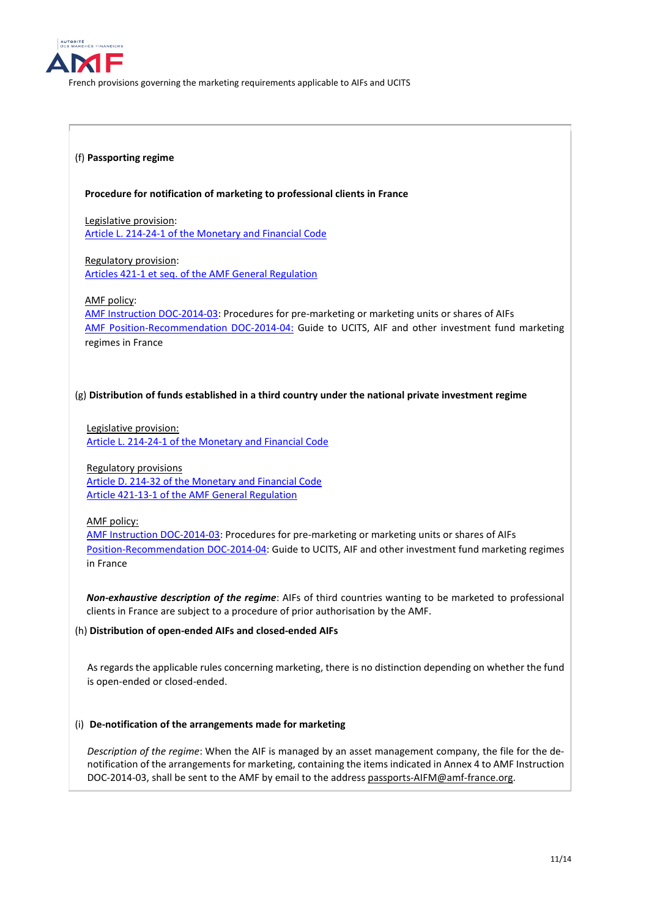(f) **Passporting regime**

**Procedure for notification of marketing to professional clients in France**

Legislative provision:
Article L. 214-24-1 of the Monetary and Financial Code

Regulatory provision:
Articles 421-1 et seq. of the AMF General Regulation

AMF policy:
AMF Instruction DOC-2014-03: Procedures for pre-marketing or marketing units or shares of AIFs
AMF Position-Recommendation DOC-2014-04: Guide to UCITS, AIF and other investment fund marketing regimes in France

(g) **Distribution of funds established in a third country under the national private investment regime**

Legislative provision:
Article L. 214-24-1 of the Monetary and Financial Code

Regulatory provisions
Article D. 214-32 of the Monetary and Financial Code
Article 421-13-1 of the AMF General Regulation

AMF policy:
AMF Instruction DOC-2014-03: Procedures for pre-marketing or marketing units or shares of AIFs
Position-Recommendation DOC-2014-04: Guide to UCITS, AIF and other investment fund marketing regimes in France

***Non-exhaustive description of the regime***: AIFs of third countries wanting to be marketed to professional clients in France are subject to a procedure of prior authorisation by the AMF.

(h) **Distribution of open-ended AIFs and closed-ended AIFs**

As regards the applicable rules concerning marketing, there is no distinction depending on whether the fund is open-ended or closed-ended.

(i) **De-notification of the arrangements made for marketing**

*Description of the regime*: When the AIF is managed by an asset management company, the file for the de-notification of the arrangements for marketing, containing the items indicated in Annex 4 to AMF Instruction DOC-2014-03, shall be sent to the AMF by email to the address passports-AIFM@amf-france.org.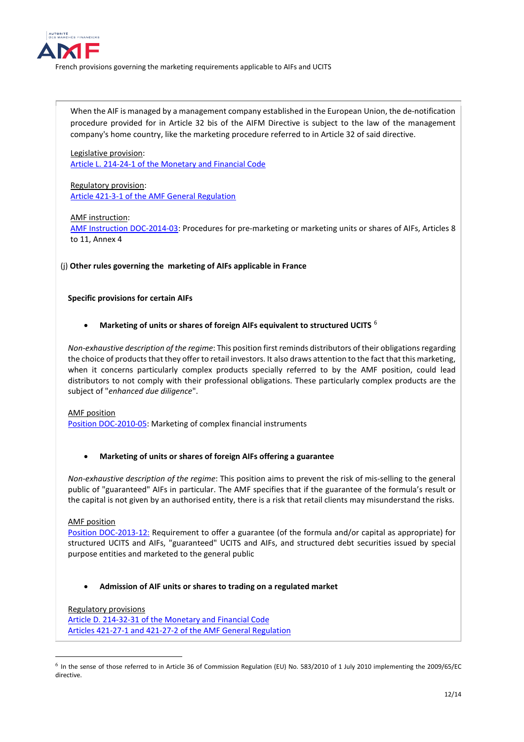When the AIF is managed by a management company established in the European Union, the de-notification procedure provided for in Article 32 bis of the AIFM Directive is subject to the law of the management company's home country, like the marketing procedure referred to in Article 32 of said directive.

Legislative provision:
Article L. 214-24-1 of the Monetary and Financial Code

Regulatory provision:
Article 421-3-1 of the AMF General Regulation

AMF instruction:
AMF Instruction DOC-2014-03: Procedures for pre-marketing or marketing units or shares of AIFs, Articles 8 to 11, Annex 4

(j) **Other rules governing the marketing of AIFs applicable in France**

**Specific provisions for certain AIFs**

- **Marketing of units or shares of foreign AIFs equivalent to structured UCITS** [6]

*Non-exhaustive description of the regime*: This position first reminds distributors of their obligations regarding the choice of products that they offer to retail investors. It also draws attention to the fact that this marketing, when it concerns particularly complex products specially referred to by the AMF position, could lead distributors to not comply with their professional obligations. These particularly complex products are the subject of "*enhanced due diligence*".

AMF position
Position DOC-2010-05: Marketing of complex financial instruments

- **Marketing of units or shares of foreign AIFs offering a guarantee**

*Non-exhaustive description of the regime*: This position aims to prevent the risk of mis-selling to the general public of "guaranteed" AIFs in particular. The AMF specifies that if the guarantee of the formula's result or the capital is not given by an authorised entity, there is a risk that retail clients may misunderstand the risks.

AMF position
Position DOC-2013-12: Requirement to offer a guarantee (of the formula and/or capital as appropriate) for structured UCITS and AIFs, "guaranteed" UCITS and AIFs, and structured debt securities issued by special purpose entities and marketed to the general public

- **Admission of AIF units or shares to trading on a regulated market**

Regulatory provisions
Article D. 214-32-31 of the Monetary and Financial Code
Articles 421-27-1 and 421-27-2 of the AMF General Regulation

---

[6] In the sense of those referred to in Article 36 of Commission Regulation (EU) No. 583/2010 of 1 July 2010 implementing the 2009/65/EC directive.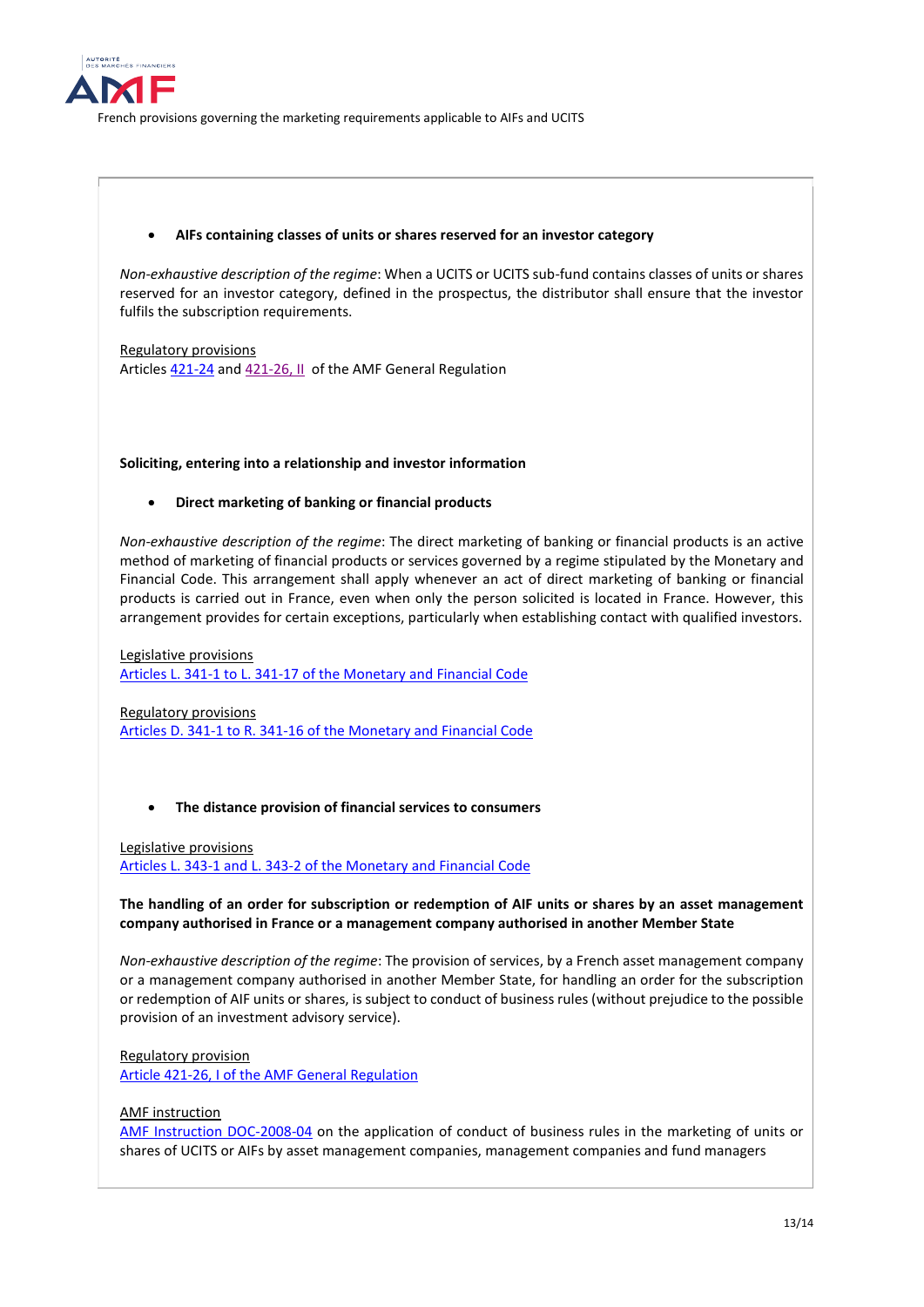- **AIFs containing classes of units or shares reserved for an investor category**

*Non-exhaustive description of the regime*: When a UCITS or UCITS sub-fund contains classes of units or shares reserved for an investor category, defined in the prospectus, the distributor shall ensure that the investor fulfils the subscription requirements.

Regulatory provisions
Articles 421-24 and 421-26, II of the AMF General Regulation

**Soliciting, entering into a relationship and investor information**

- **Direct marketing of banking or financial products**

*Non-exhaustive description of the regime*: The direct marketing of banking or financial products is an active method of marketing of financial products or services governed by a regime stipulated by the Monetary and Financial Code. This arrangement shall apply whenever an act of direct marketing of banking or financial products is carried out in France, even when only the person solicited is located in France. However, this arrangement provides for certain exceptions, particularly when establishing contact with qualified investors.

Legislative provisions
Articles L. 341-1 to L. 341-17 of the Monetary and Financial Code

Regulatory provisions
Articles D. 341-1 to R. 341-16 of the Monetary and Financial Code

- **The distance provision of financial services to consumers**

Legislative provisions
Articles L. 343-1 and L. 343-2 of the Monetary and Financial Code

**The handling of an order for subscription or redemption of AIF units or shares by an asset management company authorised in France or a management company authorised in another Member State**

*Non-exhaustive description of the regime*: The provision of services, by a French asset management company or a management company authorised in another Member State, for handling an order for the subscription or redemption of AIF units or shares, is subject to conduct of business rules (without prejudice to the possible provision of an investment advisory service).

Regulatory provision
Article 421-26, I of the AMF General Regulation

AMF instruction
AMF Instruction DOC-2008-04 on the application of conduct of business rules in the marketing of units or shares of UCITS or AIFs by asset management companies, management companies and fund managers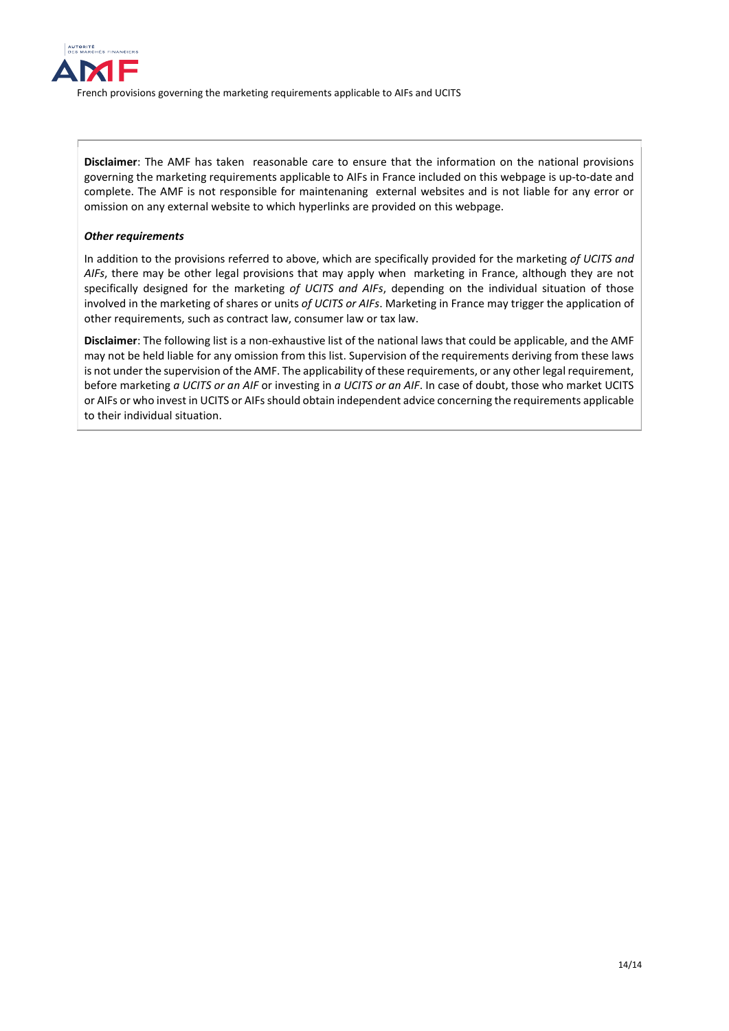**Disclaimer**: The AMF has taken reasonable care to ensure that the information on the national provisions governing the marketing requirements applicable to AIFs in France included on this webpage is up-to-date and complete. The AMF is not responsible for maintenaning external websites and is not liable for any error or omission on any external website to which hyperlinks are provided on this webpage.

***Other requirements***

In addition to the provisions referred to above, which are specifically provided for the marketing *of UCITS and AIFs*, there may be other legal provisions that may apply when marketing in France, although they are not specifically designed for the marketing *of UCITS and AIFs*, depending on the individual situation of those involved in the marketing of shares or units *of UCITS or AIFs*. Marketing in France may trigger the application of other requirements, such as contract law, consumer law or tax law.

**Disclaimer**: The following list is a non-exhaustive list of the national laws that could be applicable, and the AMF may not be held liable for any omission from this list. Supervision of the requirements deriving from these laws is not under the supervision of the AMF. The applicability of these requirements, or any other legal requirement, before marketing *a UCITS or an AIF* or investing in *a UCITS or an AIF*. In case of doubt, those who market UCITS or AIFs or who invest in UCITS or AIFs should obtain independent advice concerning the requirements applicable to their individual situation.